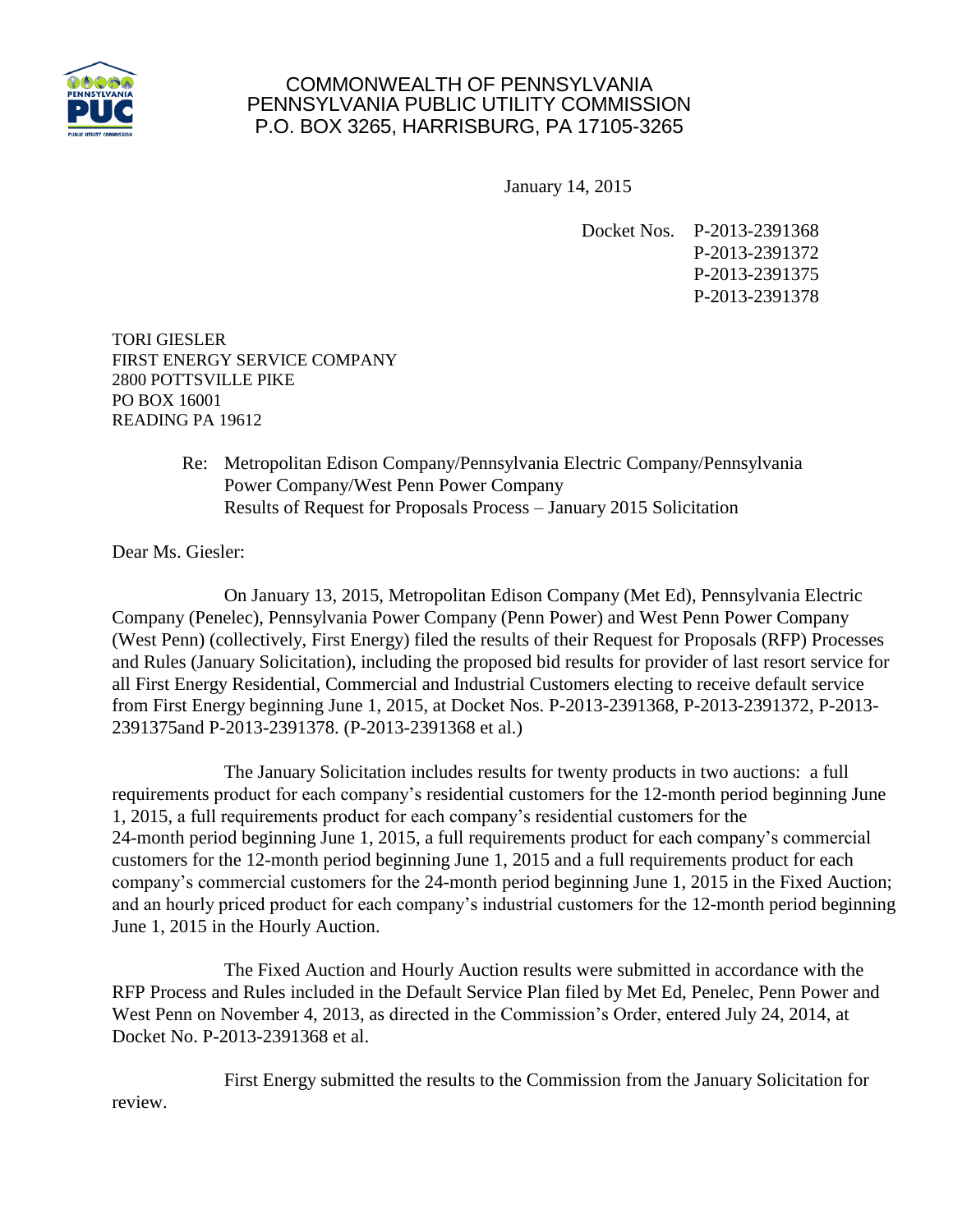COMMONWEALTH OF PENNSYLVANIA
PENNSYLVANIA PUBLIC UTILITY COMMISSION
P.O. BOX 3265, HARRISBURG, PA 17105-3265

January 14, 2015

Docket Nos. P-2013-2391368
P-2013-2391372
P-2013-2391375
P-2013-2391378

TORI GIESLER
FIRST ENERGY SERVICE COMPANY
2800 POTTSVILLE PIKE
PO BOX 16001
READING PA 19612

Re: Metropolitan Edison Company/Pennsylvania Electric Company/Pennsylvania Power Company/West Penn Power Company
Results of Request for Proposals Process – January 2015 Solicitation

Dear Ms. Giesler:

On January 13, 2015, Metropolitan Edison Company (Met Ed), Pennsylvania Electric Company (Penelec), Pennsylvania Power Company (Penn Power) and West Penn Power Company (West Penn) (collectively, First Energy) filed the results of their Request for Proposals (RFP) Processes and Rules (January Solicitation), including the proposed bid results for provider of last resort service for all First Energy Residential, Commercial and Industrial Customers electing to receive default service from First Energy beginning June 1, 2015, at Docket Nos. P-2013-2391368, P-2013-2391372, P-2013-2391375and P-2013-2391378. (P-2013-2391368 et al.)

The January Solicitation includes results for twenty products in two auctions: a full requirements product for each company's residential customers for the 12-month period beginning June 1, 2015, a full requirements product for each company's residential customers for the 24-month period beginning June 1, 2015, a full requirements product for each company's commercial customers for the 12-month period beginning June 1, 2015 and a full requirements product for each company's commercial customers for the 24-month period beginning June 1, 2015 in the Fixed Auction; and an hourly priced product for each company's industrial customers for the 12-month period beginning June 1, 2015 in the Hourly Auction.

The Fixed Auction and Hourly Auction results were submitted in accordance with the RFP Process and Rules included in the Default Service Plan filed by Met Ed, Penelec, Penn Power and West Penn on November 4, 2013, as directed in the Commission's Order, entered July 24, 2014, at Docket No. P-2013-2391368 et al.

First Energy submitted the results to the Commission from the January Solicitation for review.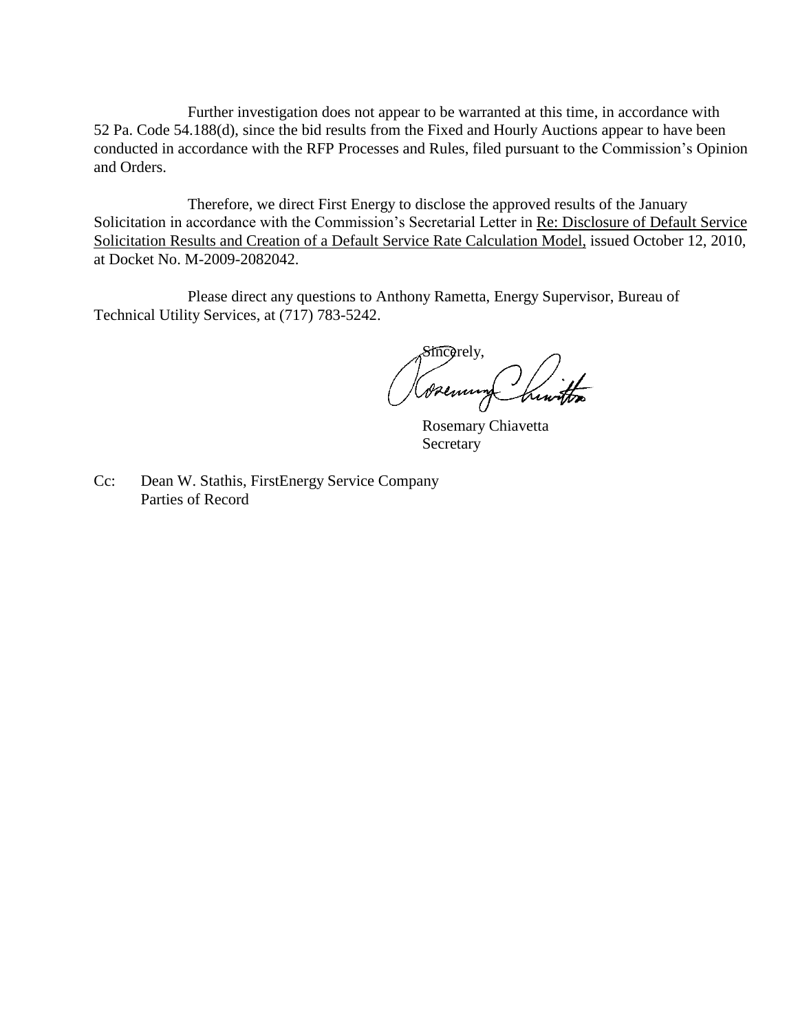Further investigation does not appear to be warranted at this time, in accordance with 52 Pa. Code 54.188(d), since the bid results from the Fixed and Hourly Auctions appear to have been conducted in accordance with the RFP Processes and Rules, filed pursuant to the Commission's Opinion and Orders.

Therefore, we direct First Energy to disclose the approved results of the January Solicitation in accordance with the Commission's Secretarial Letter in Re: Disclosure of Default Service Solicitation Results and Creation of a Default Service Rate Calculation Model, issued October 12, 2010, at Docket No. M-2009-2082042.

Please direct any questions to Anthony Rametta, Energy Supervisor, Bureau of Technical Utility Services, at (717) 783-5242.

Sincerely,

Rosemary Chiavetta
Secretary

Cc: Dean W. Stathis, FirstEnergy Service Company
Parties of Record